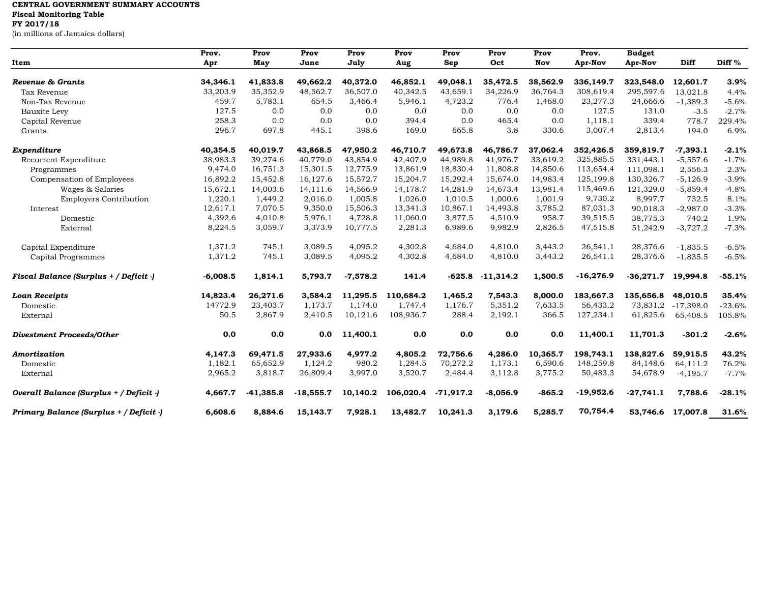**CENTRAL GOVERNMENT SUMMARY ACCOUNTS**
**Fiscal Monitoring Table**
**FY 2017/18**
(in millions of Jamaica dollars)

| Item | Prov. Apr | Prov May | Prov June | Prov July | Prov Aug | Prov Sep | Prov Oct | Prov Nov | Prov. Apr-Nov | Budget Apr-Nov | Diff | Diff % |
|---|---|---|---|---|---|---|---|---|---|---|---|---|
| ***Revenue & Grants*** | **34,346.1** | **41,833.8** | **49,662.2** | **40,372.0** | **46,852.1** | **49,048.1** | **35,472.5** | **38,562.9** | **336,149.7** | **323,548.0** | **12,601.7** | **3.9%** |
| Tax Revenue | 33,203.9 | 35,352.9 | 48,562.7 | 36,507.0 | 40,342.5 | 43,659.1 | 34,226.9 | 36,764.3 | 308,619.4 | 295,597.6 | 13,021.8 | 4.4% |
| Non-Tax Revenue | 459.7 | 5,783.1 | 654.5 | 3,466.4 | 5,946.1 | 4,723.2 | 776.4 | 1,468.0 | 23,277.3 | 24,666.6 | -1,389.3 | -5.6% |
| Bauxite Levy | 127.5 | 0.0 | 0.0 | 0.0 | 0.0 | 0.0 | 0.0 | 0.0 | 127.5 | 131.0 | -3.5 | -2.7% |
| Capital Revenue | 258.3 | 0.0 | 0.0 | 0.0 | 394.4 | 0.0 | 465.4 | 0.0 | 1,118.1 | 339.4 | 778.7 | 229.4% |
| Grants | 296.7 | 697.8 | 445.1 | 398.6 | 169.0 | 665.8 | 3.8 | 330.6 | 3,007.4 | 2,813.4 | 194.0 | 6.9% |
| ***Expenditure*** | **40,354.5** | **40,019.7** | **43,868.5** | **47,950.2** | **46,710.7** | **49,673.8** | **46,786.7** | **37,062.4** | **352,426.5** | **359,819.7** | **-7,393.1** | **-2.1%** |
| Recurrent Expenditure | 38,983.3 | 39,274.6 | 40,779.0 | 43,854.9 | 42,407.9 | 44,989.8 | 41,976.7 | 33,619.2 | 325,885.5 | 331,443.1 | -5,557.6 | -1.7% |
| Programmes | 9,474.0 | 16,751.3 | 15,301.5 | 12,775.9 | 13,861.9 | 18,830.4 | 11,808.8 | 14,850.6 | 113,654.4 | 111,098.1 | 2,556.3 | 2.3% |
| Compensation of Employees | 16,892.2 | 15,452.8 | 16,127.6 | 15,572.7 | 15,204.7 | 15,292.4 | 15,674.0 | 14,983.4 | 125,199.8 | 130,326.7 | -5,126.9 | -3.9% |
| Wages & Salaries | 15,672.1 | 14,003.6 | 14,111.6 | 14,566.9 | 14,178.7 | 14,281.9 | 14,673.4 | 13,981.4 | 115,469.6 | 121,329.0 | -5,859.4 | -4.8% |
| Employers Contribution | 1,220.1 | 1,449.2 | 2,016.0 | 1,005.8 | 1,026.0 | 1,010.5 | 1,000.6 | 1,001.9 | 9,730.2 | 8,997.7 | 732.5 | 8.1% |
| Interest | 12,617.1 | 7,070.5 | 9,350.0 | 15,506.3 | 13,341.3 | 10,867.1 | 14,493.8 | 3,785.2 | 87,031.3 | 90,018.3 | -2,987.0 | -3.3% |
| Domestic | 4,392.6 | 4,010.8 | 5,976.1 | 4,728.8 | 11,060.0 | 3,877.5 | 4,510.9 | 958.7 | 39,515.5 | 38,775.3 | 740.2 | 1.9% |
| External | 8,224.5 | 3,059.7 | 3,373.9 | 10,777.5 | 2,281.3 | 6,989.6 | 9,982.9 | 2,826.5 | 47,515.8 | 51,242.9 | -3,727.2 | -7.3% |
| Capital Expenditure | 1,371.2 | 745.1 | 3,089.5 | 4,095.2 | 4,302.8 | 4,684.0 | 4,810.0 | 3,443.2 | 26,541.1 | 28,376.6 | -1,835.5 | -6.5% |
| Capital Programmes | 1,371.2 | 745.1 | 3,089.5 | 4,095.2 | 4,302.8 | 4,684.0 | 4,810.0 | 3,443.2 | 26,541.1 | 28,376.6 | -1,835.5 | -6.5% |
| ***Fiscal Balance (Surplus + / Deficit -)*** | **-6,008.5** | **1,814.1** | **5,793.7** | **-7,578.2** | **141.4** | **-625.8** | **-11,314.2** | **1,500.5** | **-16,276.9** | **-36,271.7** | **19,994.8** | **-55.1%** |
| ***Loan Receipts*** | **14,823.4** | **26,271.6** | **3,584.2** | **11,295.5** | **110,684.2** | **1,465.2** | **7,543.3** | **8,000.0** | **183,667.3** | **135,656.8** | **48,010.5** | **35.4%** |
| Domestic | 14772.9 | 23,403.7 | 1,173.7 | 1,174.0 | 1,747.4 | 1,176.7 | 5,351.2 | 7,633.5 | 56,433.2 | 73,831.2 | -17,398.0 | -23.6% |
| External | 50.5 | 2,867.9 | 2,410.5 | 10,121.6 | 108,936.7 | 288.4 | 2,192.1 | 366.5 | 127,234.1 | 61,825.6 | 65,408.5 | 105.8% |
| ***Divestment Proceeds/Other*** | **0.0** | **0.0** | **0.0** | **11,400.1** | **0.0** | **0.0** | **0.0** | **0.0** | **11,400.1** | **11,701.3** | **-301.2** | **-2.6%** |
| ***Amortization*** | **4,147.3** | **69,471.5** | **27,933.6** | **4,977.2** | **4,805.2** | **72,756.6** | **4,286.0** | **10,365.7** | **198,743.1** | **138,827.6** | **59,915.5** | **43.2%** |
| Domestic | 1,182.1 | 65,652.9 | 1,124.2 | 980.2 | 1,284.5 | 70,272.2 | 1,173.1 | 6,590.6 | 148,259.8 | 84,148.6 | 64,111.2 | 76.2% |
| External | 2,965.2 | 3,818.7 | 26,809.4 | 3,997.0 | 3,520.7 | 2,484.4 | 3,112.8 | 3,775.2 | 50,483.3 | 54,678.9 | -4,195.7 | -7.7% |
| ***Overall Balance (Surplus + / Deficit -)*** | **4,667.7** | **-41,385.8** | **-18,555.7** | **10,140.2** | **106,020.4** | **-71,917.2** | **-8,056.9** | **-865.2** | **-19,952.6** | **-27,741.1** | **7,788.6** | **-28.1%** |
| ***Primary Balance (Surplus + / Deficit -)*** | **6,608.6** | **8,884.6** | **15,143.7** | **7,928.1** | **13,482.7** | **10,241.3** | **3,179.6** | **5,285.7** | **70,754.4** | **53,746.6** | **17,007.8** | **31.6%** |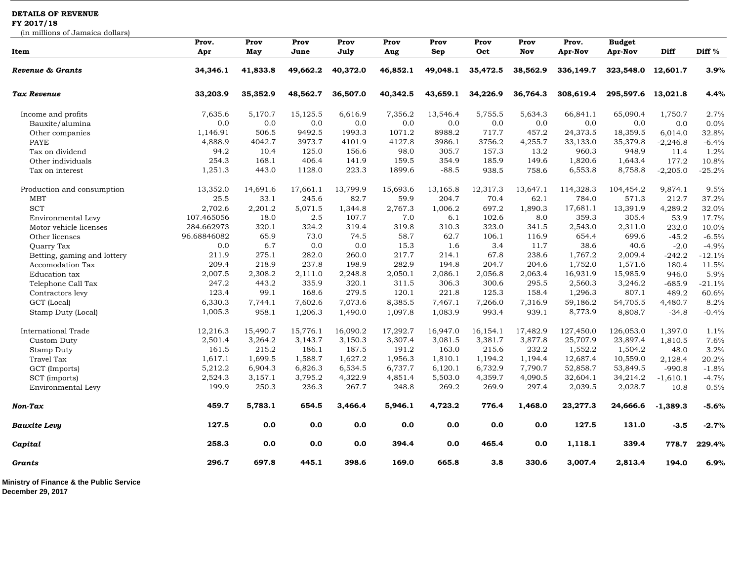**DETAILS OF REVENUE**
**FY 2017/18**
(in millions of Jamaica dollars)

| Item | Prov. Apr | Prov May | Prov June | Prov July | Prov Aug | Prov Sep | Prov Oct | Prov Nov | Prov. Apr-Nov | Budget Apr-Nov | Diff | Diff % |
|---|---|---|---|---|---|---|---|---|---|---|---|---|
| ***Revenue & Grants*** | **34,346.1** | **41,833.8** | **49,662.2** | **40,372.0** | **46,852.1** | **49,048.1** | **35,472.5** | **38,562.9** | **336,149.7** | **323,548.0** | **12,601.7** | **3.9%** |
| ***Tax Revenue*** | **33,203.9** | **35,352.9** | **48,562.7** | **36,507.0** | **40,342.5** | **43,659.1** | **34,226.9** | **36,764.3** | **308,619.4** | **295,597.6** | **13,021.8** | **4.4%** |
| Income and profits | 7,635.6 | 5,170.7 | 15,125.5 | 6,616.9 | 7,356.2 | 13,546.4 | 5,755.5 | 5,634.3 | 66,841.1 | 65,090.4 | 1,750.7 | 2.7% |
| Bauxite/alumina | 0.0 | 0.0 | 0.0 | 0.0 | 0.0 | 0.0 | 0.0 | 0.0 | 0.0 | 0.0 | 0.0 | 0.0% |
| Other companies | 1,146.91 | 506.5 | 9492.5 | 1993.3 | 1071.2 | 8988.2 | 717.7 | 457.2 | 24,373.5 | 18,359.5 | 6,014.0 | 32.8% |
| PAYE | 4,888.9 | 4042.7 | 3973.7 | 4101.9 | 4127.8 | 3986.1 | 3756.2 | 4,255.7 | 33,133.0 | 35,379.8 | -2,246.8 | -6.4% |
| Tax on dividend | 94.2 | 10.4 | 125.0 | 156.6 | 98.0 | 305.7 | 157.3 | 13.2 | 960.3 | 948.9 | 11.4 | 1.2% |
| Other individuals | 254.3 | 168.1 | 406.4 | 141.9 | 159.5 | 354.9 | 185.9 | 149.6 | 1,820.6 | 1,643.4 | 177.2 | 10.8% |
| Tax on interest | 1,251.3 | 443.0 | 1128.0 | 223.3 | 1899.6 | -88.5 | 938.5 | 758.6 | 6,553.8 | 8,758.8 | -2,205.0 | -25.2% |
| Production and consumption | 13,352.0 | 14,691.6 | 17,661.1 | 13,799.9 | 15,693.6 | 13,165.8 | 12,317.3 | 13,647.1 | 114,328.3 | 104,454.2 | 9,874.1 | 9.5% |
| MBT | 25.5 | 33.1 | 245.6 | 82.7 | 59.9 | 204.7 | 70.4 | 62.1 | 784.0 | 571.3 | 212.7 | 37.2% |
| SCT | 2,702.6 | 2,201.2 | 5,071.5 | 1,344.8 | 2,767.3 | 1,006.2 | 697.2 | 1,890.3 | 17,681.1 | 13,391.9 | 4,289.2 | 32.0% |
| Environmental Levy | 107.465056 | 18.0 | 2.5 | 107.7 | 7.0 | 6.1 | 102.6 | 8.0 | 359.3 | 305.4 | 53.9 | 17.7% |
| Motor vehicle licenses | 284.662973 | 320.1 | 324.2 | 319.4 | 319.8 | 310.3 | 323.0 | 341.5 | 2,543.0 | 2,311.0 | 232.0 | 10.0% |
| Other licenses | 96.68846082 | 65.9 | 73.0 | 74.5 | 58.7 | 62.7 | 106.1 | 116.9 | 654.4 | 699.6 | -45.2 | -6.5% |
| Quarry Tax | 0.0 | 6.7 | 0.0 | 0.0 | 15.3 | 1.6 | 3.4 | 11.7 | 38.6 | 40.6 | -2.0 | -4.9% |
| Betting, gaming and lottery | 211.9 | 275.1 | 282.0 | 260.0 | 217.7 | 214.1 | 67.8 | 238.6 | 1,767.2 | 2,009.4 | -242.2 | -12.1% |
| Accomodation Tax | 209.4 | 218.9 | 237.8 | 198.9 | 282.9 | 194.8 | 204.7 | 204.6 | 1,752.0 | 1,571.6 | 180.4 | 11.5% |
| Education tax | 2,007.5 | 2,308.2 | 2,111.0 | 2,248.8 | 2,050.1 | 2,086.1 | 2,056.8 | 2,063.4 | 16,931.9 | 15,985.9 | 946.0 | 5.9% |
| Telephone Call Tax | 247.2 | 443.2 | 335.9 | 320.1 | 311.5 | 306.3 | 300.6 | 295.5 | 2,560.3 | 3,246.2 | -685.9 | -21.1% |
| Contractors levy | 123.4 | 99.1 | 168.6 | 279.5 | 120.1 | 221.8 | 125.3 | 158.4 | 1,296.3 | 807.1 | 489.2 | 60.6% |
| GCT (Local) | 6,330.3 | 7,744.1 | 7,602.6 | 7,073.6 | 8,385.5 | 7,467.1 | 7,266.0 | 7,316.9 | 59,186.2 | 54,705.5 | 4,480.7 | 8.2% |
| Stamp Duty (Local) | 1,005.3 | 958.1 | 1,206.3 | 1,490.0 | 1,097.8 | 1,083.9 | 993.4 | 939.1 | 8,773.9 | 8,808.7 | -34.8 | -0.4% |
| International Trade | 12,216.3 | 15,490.7 | 15,776.1 | 16,090.2 | 17,292.7 | 16,947.0 | 16,154.1 | 17,482.9 | 127,450.0 | 126,053.0 | 1,397.0 | 1.1% |
| Custom Duty | 2,501.4 | 3,264.2 | 3,143.7 | 3,150.3 | 3,307.4 | 3,081.5 | 3,381.7 | 3,877.8 | 25,707.9 | 23,897.4 | 1,810.5 | 7.6% |
| Stamp Duty | 161.5 | 215.2 | 186.1 | 187.5 | 191.2 | 163.0 | 215.6 | 232.2 | 1,552.2 | 1,504.2 | 48.0 | 3.2% |
| Travel Tax | 1,617.1 | 1,699.5 | 1,588.7 | 1,627.2 | 1,956.3 | 1,810.1 | 1,194.2 | 1,194.4 | 12,687.4 | 10,559.0 | 2,128.4 | 20.2% |
| GCT (Imports) | 5,212.2 | 6,904.3 | 6,826.3 | 6,534.5 | 6,737.7 | 6,120.1 | 6,732.9 | 7,790.7 | 52,858.7 | 53,849.5 | -990.8 | -1.8% |
| SCT (imports) | 2,524.3 | 3,157.1 | 3,795.2 | 4,322.9 | 4,851.4 | 5,503.0 | 4,359.7 | 4,090.5 | 32,604.1 | 34,214.2 | -1,610.1 | -4.7% |
| Environmental Levy | 199.9 | 250.3 | 236.3 | 267.7 | 248.8 | 269.2 | 269.9 | 297.4 | 2,039.5 | 2,028.7 | 10.8 | 0.5% |
| ***Non-Tax*** | **459.7** | **5,783.1** | **654.5** | **3,466.4** | **5,946.1** | **4,723.2** | **776.4** | **1,468.0** | **23,277.3** | **24,666.6** | **-1,389.3** | **-5.6%** |
| ***Bauxite Levy*** | **127.5** | **0.0** | **0.0** | **0.0** | **0.0** | **0.0** | **0.0** | **0.0** | **127.5** | **131.0** | **-3.5** | **-2.7%** |
| ***Capital*** | **258.3** | **0.0** | **0.0** | **0.0** | **394.4** | **0.0** | **465.4** | **0.0** | **1,118.1** | **339.4** | **778.7** | **229.4%** |
| ***Grants*** | **296.7** | **697.8** | **445.1** | **398.6** | **169.0** | **665.8** | **3.8** | **330.6** | **3,007.4** | **2,813.4** | **194.0** | **6.9%** |

**Ministry of Finance & the Public Service**
**December 29, 2017**